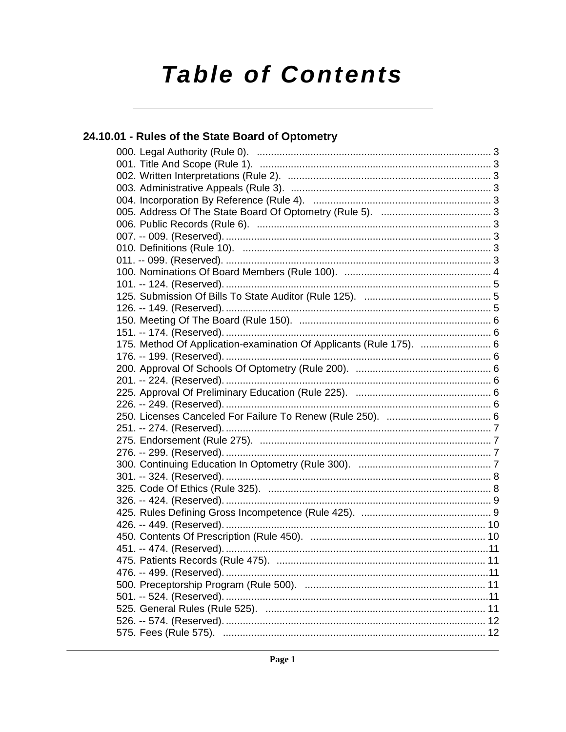# Table of Contents

## 24.10.01 - Rules of the State Board of Optometry

000. Legal Authority (Rule 0). ... 3
001. Title And Scope (Rule 1). ... 3
002. Written Interpretations (Rule 2). ... 3
003. Administrative Appeals (Rule 3). ... 3
004. Incorporation By Reference (Rule 4). ... 3
005. Address Of The State Board Of Optometry (Rule 5). ... 3
006. Public Records (Rule 6). ... 3
007. -- 009. (Reserved). ... 3
010. Definitions (Rule 10). ... 3
011. -- 099. (Reserved). ... 3
100. Nominations Of Board Members (Rule 100). ... 4
101. -- 124. (Reserved). ... 5
125. Submission Of Bills To State Auditor (Rule 125). ... 5
126. -- 149. (Reserved). ... 5
150. Meeting Of The Board (Rule 150). ... 6
151. -- 174. (Reserved). ... 6
175. Method Of Application-examination Of Applicants (Rule 175). ... 6
176. -- 199. (Reserved). ... 6
200. Approval Of Schools Of Optometry (Rule 200). ... 6
201. -- 224. (Reserved). ... 6
225. Approval Of Preliminary Education (Rule 225). ... 6
226. -- 249. (Reserved). ... 6
250. Licenses Canceled For Failure To Renew (Rule 250). ... 6
251. -- 274. (Reserved). ... 7
275. Endorsement (Rule 275). ... 7
276. -- 299. (Reserved). ... 7
300. Continuing Education In Optometry (Rule 300). ... 7
301. -- 324. (Reserved). ... 8
325. Code Of Ethics (Rule 325). ... 8
326. -- 424. (Reserved). ... 9
425. Rules Defining Gross Incompetence (Rule 425). ... 9
426. -- 449. (Reserved). ... 10
450. Contents Of Prescription (Rule 450). ... 10
451. -- 474. (Reserved). ... 11
475. Patients Records (Rule 475). ... 11
476. -- 499. (Reserved). ... 11
500. Preceptorship Program (Rule 500). ... 11
501. -- 524. (Reserved). ... 11
525. General Rules (Rule 525). ... 11
526. -- 574. (Reserved). ... 12
575. Fees (Rule 575). ... 12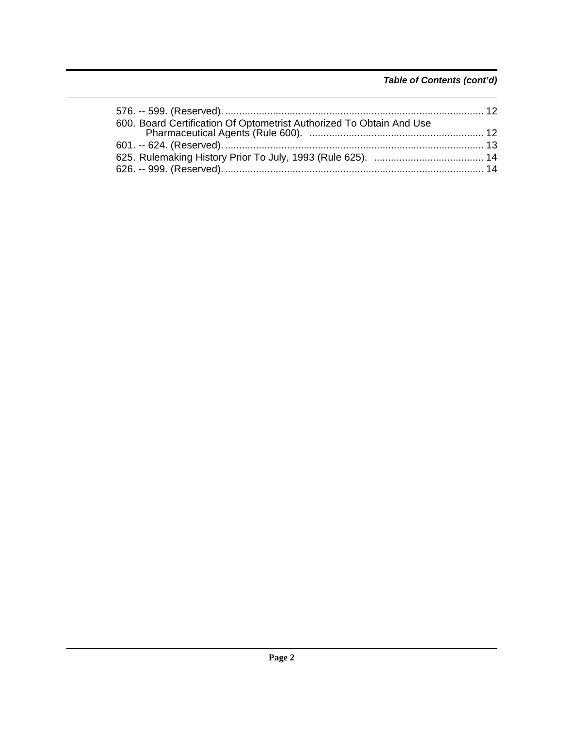*Table of Contents (cont'd)*

576. -- 599. (Reserved). ........................................................................................... 12
600. Board Certification Of Optometrist Authorized To Obtain And Use Pharmaceutical Agents (Rule 600). ............................................................ 12
601. -- 624. (Reserved). ........................................................................................... 13
625. Rulemaking History Prior To July, 1993 (Rule 625). ....................................... 14
626. -- 999. (Reserved). ........................................................................................... 14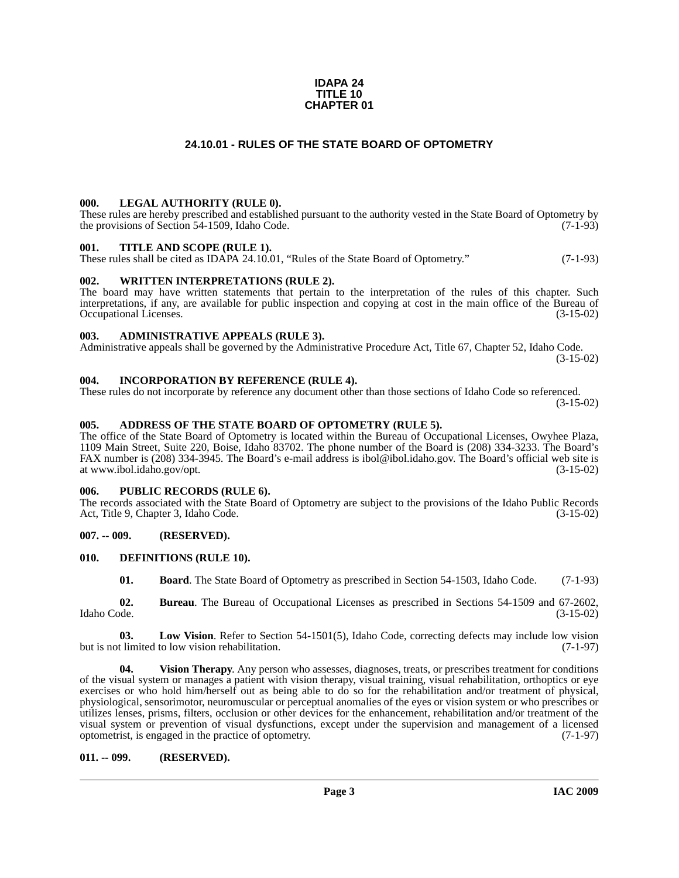# IDAPA 24
# TITLE 10
# CHAPTER 01

## 24.10.01 - RULES OF THE STATE BOARD OF OPTOMETRY

### 000. LEGAL AUTHORITY (RULE 0).

These rules are hereby prescribed and established pursuant to the authority vested in the State Board of Optometry by the provisions of Section 54-1509, Idaho Code. (7-1-93)

### 001. TITLE AND SCOPE (RULE 1).

These rules shall be cited as IDAPA 24.10.01, "Rules of the State Board of Optometry." (7-1-93)

### 002. WRITTEN INTERPRETATIONS (RULE 2).

The board may have written statements that pertain to the interpretation of the rules of this chapter. Such interpretations, if any, are available for public inspection and copying at cost in the main office of the Bureau of Occupational Licenses. (3-15-02)

### 003. ADMINISTRATIVE APPEALS (RULE 3).

Administrative appeals shall be governed by the Administrative Procedure Act, Title 67, Chapter 52, Idaho Code. (3-15-02)

### 004. INCORPORATION BY REFERENCE (RULE 4).

These rules do not incorporate by reference any document other than those sections of Idaho Code so referenced. (3-15-02)

### 005. ADDRESS OF THE STATE BOARD OF OPTOMETRY (RULE 5).

The office of the State Board of Optometry is located within the Bureau of Occupational Licenses, Owyhee Plaza, 1109 Main Street, Suite 220, Boise, Idaho 83702. The phone number of the Board is (208) 334-3233. The Board's FAX number is (208) 334-3945. The Board's e-mail address is ibol@ibol.idaho.gov. The Board's official web site is at www.ibol.idaho.gov/opt. (3-15-02)

### 006. PUBLIC RECORDS (RULE 6).

The records associated with the State Board of Optometry are subject to the provisions of the Idaho Public Records Act, Title 9, Chapter 3, Idaho Code. (3-15-02)

### 007. -- 009. (RESERVED).

### 010. DEFINITIONS (RULE 10).

**01. Board**. The State Board of Optometry as prescribed in Section 54-1503, Idaho Code. (7-1-93)

**02. Bureau**. The Bureau of Occupational Licenses as prescribed in Sections 54-1509 and 67-2602, Idaho Code. (3-15-02)

**03. Low Vision**. Refer to Section 54-1501(5), Idaho Code, correcting defects may include low vision but is not limited to low vision rehabilitation. (7-1-97)

**04. Vision Therapy**. Any person who assesses, diagnoses, treats, or prescribes treatment for conditions of the visual system or manages a patient with vision therapy, visual training, visual rehabilitation, orthoptics or eye exercises or who hold him/herself out as being able to do so for the rehabilitation and/or treatment of physical, physiological, sensorimotor, neuromuscular or perceptual anomalies of the eyes or vision system or who prescribes or utilizes lenses, prisms, filters, occlusion or other devices for the enhancement, rehabilitation and/or treatment of the visual system or prevention of visual dysfunctions, except under the supervision and management of a licensed optometrist, is engaged in the practice of optometry. (7-1-97)

### 011. -- 099. (RESERVED).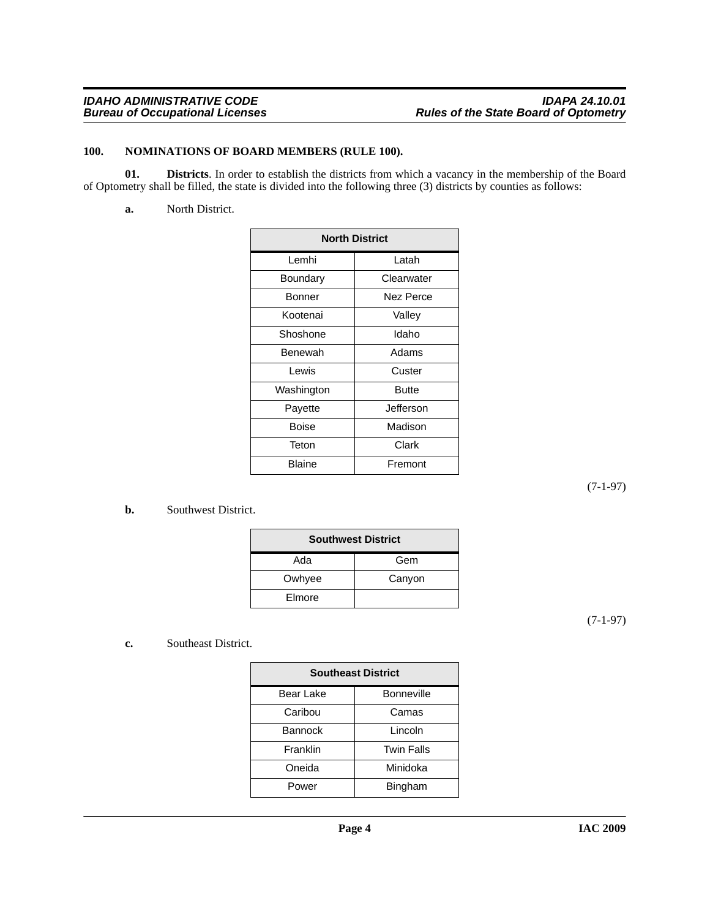### 100. NOMINATIONS OF BOARD MEMBERS (RULE 100).

**01. Districts**. In order to establish the districts from which a vacancy in the membership of the Board of Optometry shall be filled, the state is divided into the following three (3) districts by counties as follows:

**a.** North District.

| North District | |
|---|---|
| Lemhi | Latah |
| Boundary | Clearwater |
| Bonner | Nez Perce |
| Kootenai | Valley |
| Shoshone | Idaho |
| Benewah | Adams |
| Lewis | Custer |
| Washington | Butte |
| Payette | Jefferson |
| Boise | Madison |
| Teton | Clark |
| Blaine | Fremont |

(7-1-97)

**b.** Southwest District.

| Southwest District | |
|---|---|
| Ada | Gem |
| Owhyee | Canyon |
| Elmore | |

(7-1-97)

**c.** Southeast District.

| Southeast District | |
|---|---|
| Bear Lake | Bonneville |
| Caribou | Camas |
| Bannock | Lincoln |
| Franklin | Twin Falls |
| Oneida | Minidoka |
| Power | Bingham |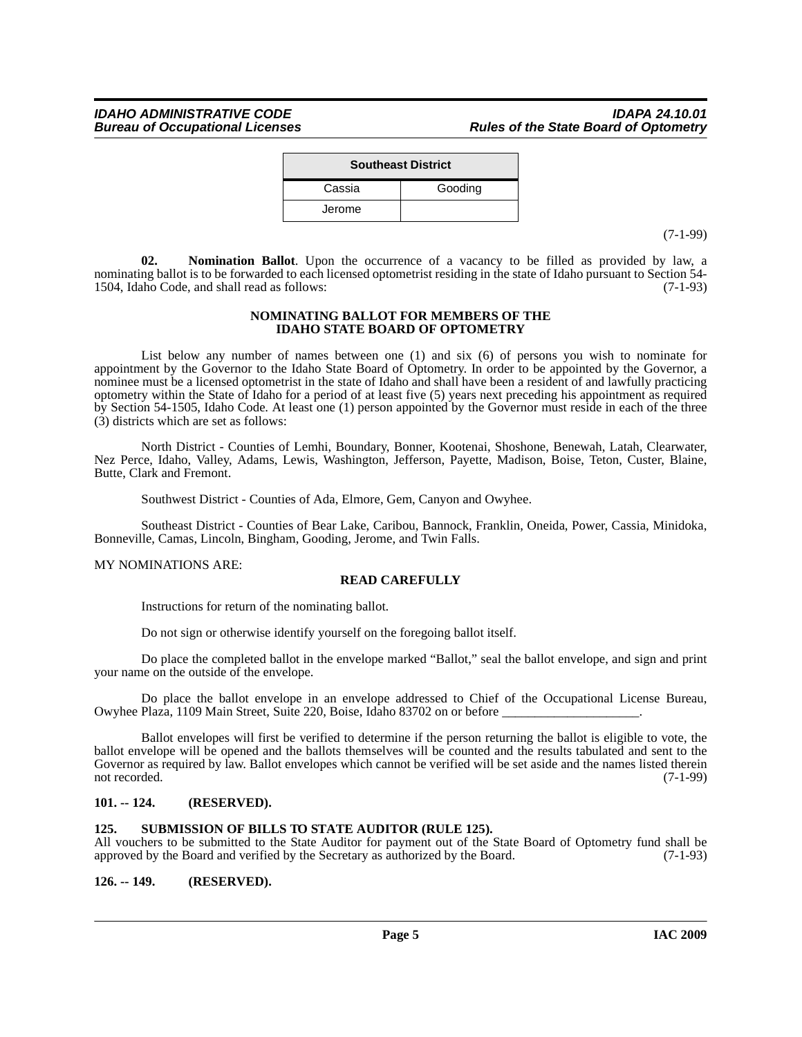| Southeast District | |
|---|---|
| Cassia | Gooding |
| Jerome | |

(7-1-99)

**02. Nomination Ballot**. Upon the occurrence of a vacancy to be filled as provided by law, a nominating ballot is to be forwarded to each licensed optometrist residing in the state of Idaho pursuant to Section 54-1504, Idaho Code, and shall read as follows: (7-1-93)

**NOMINATING BALLOT FOR MEMBERS OF THE IDAHO STATE BOARD OF OPTOMETRY**

List below any number of names between one (1) and six (6) of persons you wish to nominate for appointment by the Governor to the Idaho State Board of Optometry. In order to be appointed by the Governor, a nominee must be a licensed optometrist in the state of Idaho and shall have been a resident of and lawfully practicing optometry within the State of Idaho for a period of at least five (5) years next preceding his appointment as required by Section 54-1505, Idaho Code. At least one (1) person appointed by the Governor must reside in each of the three (3) districts which are set as follows:

North District - Counties of Lemhi, Boundary, Bonner, Kootenai, Shoshone, Benewah, Latah, Clearwater, Nez Perce, Idaho, Valley, Adams, Lewis, Washington, Jefferson, Payette, Madison, Boise, Teton, Custer, Blaine, Butte, Clark and Fremont.

Southwest District - Counties of Ada, Elmore, Gem, Canyon and Owyhee.

Southeast District - Counties of Bear Lake, Caribou, Bannock, Franklin, Oneida, Power, Cassia, Minidoka, Bonneville, Camas, Lincoln, Bingham, Gooding, Jerome, and Twin Falls.

MY NOMINATIONS ARE:

**READ CAREFULLY**

Instructions for return of the nominating ballot.

Do not sign or otherwise identify yourself on the foregoing ballot itself.

Do place the completed ballot in the envelope marked "Ballot," seal the ballot envelope, and sign and print your name on the outside of the envelope.

Do place the ballot envelope in an envelope addressed to Chief of the Occupational License Bureau, Owyhee Plaza, 1109 Main Street, Suite 220, Boise, Idaho 83702 on or before ____________________.

Ballot envelopes will first be verified to determine if the person returning the ballot is eligible to vote, the ballot envelope will be opened and the ballots themselves will be counted and the results tabulated and sent to the Governor as required by law. Ballot envelopes which cannot be verified will be set aside and the names listed therein not recorded. (7-1-99)

### 101. -- 124. (RESERVED).

### 125. SUBMISSION OF BILLS TO STATE AUDITOR (RULE 125).

All vouchers to be submitted to the State Auditor for payment out of the State Board of Optometry fund shall be approved by the Board and verified by the Secretary as authorized by the Board. (7-1-93)

### 126. -- 149. (RESERVED).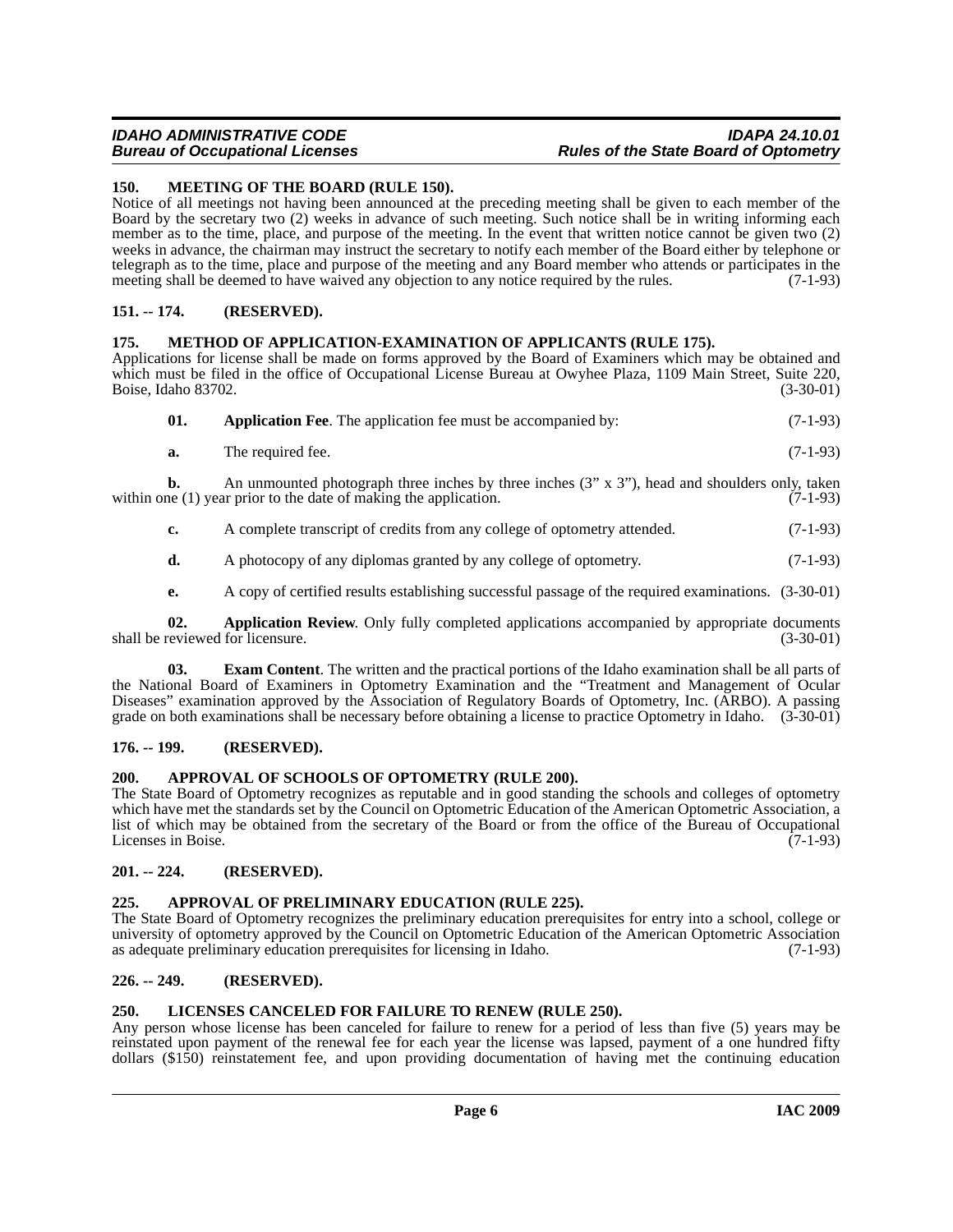### 150. MEETING OF THE BOARD (RULE 150).

Notice of all meetings not having been announced at the preceding meeting shall be given to each member of the Board by the secretary two (2) weeks in advance of such meeting. Such notice shall be in writing informing each member as to the time, place, and purpose of the meeting. In the event that written notice cannot be given two (2) weeks in advance, the chairman may instruct the secretary to notify each member of the Board either by telephone or telegraph as to the time, place and purpose of the meeting and any Board member who attends or participates in the meeting shall be deemed to have waived any objection to any notice required by the rules. (7-1-93)

### 151. -- 174. (RESERVED).

### 175. METHOD OF APPLICATION-EXAMINATION OF APPLICANTS (RULE 175).

Applications for license shall be made on forms approved by the Board of Examiners which may be obtained and which must be filed in the office of Occupational License Bureau at Owyhee Plaza, 1109 Main Street, Suite 220, Boise, Idaho 83702. (3-30-01)

**01. Application Fee**. The application fee must be accompanied by: (7-1-93)

**a.** The required fee. (7-1-93)

**b.** An unmounted photograph three inches by three inches (3" x 3"), head and shoulders only, taken within one (1) year prior to the date of making the application. (7-1-93)

**c.** A complete transcript of credits from any college of optometry attended. (7-1-93)

**d.** A photocopy of any diplomas granted by any college of optometry. (7-1-93)

**e.** A copy of certified results establishing successful passage of the required examinations. (3-30-01)

**02. Application Review**. Only fully completed applications accompanied by appropriate documents shall be reviewed for licensure. (3-30-01)

**03. Exam Content**. The written and the practical portions of the Idaho examination shall be all parts of the National Board of Examiners in Optometry Examination and the "Treatment and Management of Ocular Diseases" examination approved by the Association of Regulatory Boards of Optometry, Inc. (ARBO). A passing grade on both examinations shall be necessary before obtaining a license to practice Optometry in Idaho. (3-30-01)

### 176. -- 199. (RESERVED).

### 200. APPROVAL OF SCHOOLS OF OPTOMETRY (RULE 200).

The State Board of Optometry recognizes as reputable and in good standing the schools and colleges of optometry which have met the standards set by the Council on Optometric Education of the American Optometric Association, a list of which may be obtained from the secretary of the Board or from the office of the Bureau of Occupational Licenses in Boise. (7-1-93)

### 201. -- 224. (RESERVED).

### 225. APPROVAL OF PRELIMINARY EDUCATION (RULE 225).

The State Board of Optometry recognizes the preliminary education prerequisites for entry into a school, college or university of optometry approved by the Council on Optometric Education of the American Optometric Association as adequate preliminary education prerequisites for licensing in Idaho. (7-1-93)

### 226. -- 249. (RESERVED).

### 250. LICENSES CANCELED FOR FAILURE TO RENEW (RULE 250).

Any person whose license has been canceled for failure to renew for a period of less than five (5) years may be reinstated upon payment of the renewal fee for each year the license was lapsed, payment of a one hundred fifty dollars ($150) reinstatement fee, and upon providing documentation of having met the continuing education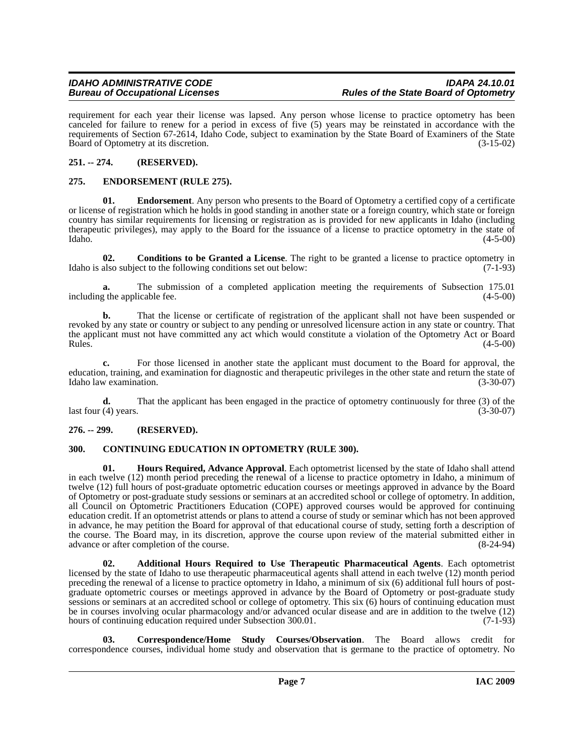requirement for each year their license was lapsed. Any person whose license to practice optometry has been canceled for failure to renew for a period in excess of five (5) years may be reinstated in accordance with the requirements of Section 67-2614, Idaho Code, subject to examination by the State Board of Examiners of the State Board of Optometry at its discretion. (3-15-02)

## 251. -- 274. (RESERVED).

## 275. ENDORSEMENT (RULE 275).

**01. Endorsement**. Any person who presents to the Board of Optometry a certified copy of a certificate or license of registration which he holds in good standing in another state or a foreign country, which state or foreign country has similar requirements for licensing or registration as is provided for new applicants in Idaho (including therapeutic privileges), may apply to the Board for the issuance of a license to practice optometry in the state of Idaho. (4-5-00)

**02. Conditions to be Granted a License**. The right to be granted a license to practice optometry in Idaho is also subject to the following conditions set out below: (7-1-93)

**a.** The submission of a completed application meeting the requirements of Subsection 175.01 including the applicable fee. (4-5-00)

**b.** That the license or certificate of registration of the applicant shall not have been suspended or revoked by any state or country or subject to any pending or unresolved licensure action in any state or country. That the applicant must not have committed any act which would constitute a violation of the Optometry Act or Board Rules. (4-5-00)

**c.** For those licensed in another state the applicant must document to the Board for approval, the education, training, and examination for diagnostic and therapeutic privileges in the other state and return the state of Idaho law examination. (3-30-07)

**d.** That the applicant has been engaged in the practice of optometry continuously for three (3) of the last four (4) years. (3-30-07)

## 276. -- 299. (RESERVED).

## 300. CONTINUING EDUCATION IN OPTOMETRY (RULE 300).

**01. Hours Required, Advance Approval**. Each optometrist licensed by the state of Idaho shall attend in each twelve (12) month period preceding the renewal of a license to practice optometry in Idaho, a minimum of twelve (12) full hours of post-graduate optometric education courses or meetings approved in advance by the Board of Optometry or post-graduate study sessions or seminars at an accredited school or college of optometry. In addition, all Council on Optometric Practitioners Education (COPE) approved courses would be approved for continuing education credit. If an optometrist attends or plans to attend a course of study or seminar which has not been approved in advance, he may petition the Board for approval of that educational course of study, setting forth a description of the course. The Board may, in its discretion, approve the course upon review of the material submitted either in advance or after completion of the course. (8-24-94)

**02. Additional Hours Required to Use Therapeutic Pharmaceutical Agents**. Each optometrist licensed by the state of Idaho to use therapeutic pharmaceutical agents shall attend in each twelve (12) month period preceding the renewal of a license to practice optometry in Idaho, a minimum of six (6) additional full hours of post-graduate optometric courses or meetings approved in advance by the Board of Optometry or post-graduate study sessions or seminars at an accredited school or college of optometry. This six (6) hours of continuing education must be in courses involving ocular pharmacology and/or advanced ocular disease and are in addition to the twelve (12) hours of continuing education required under Subsection 300.01. (7-1-93)

**03. Correspondence/Home Study Courses/Observation**. The Board allows credit for correspondence courses, individual home study and observation that is germane to the practice of optometry. No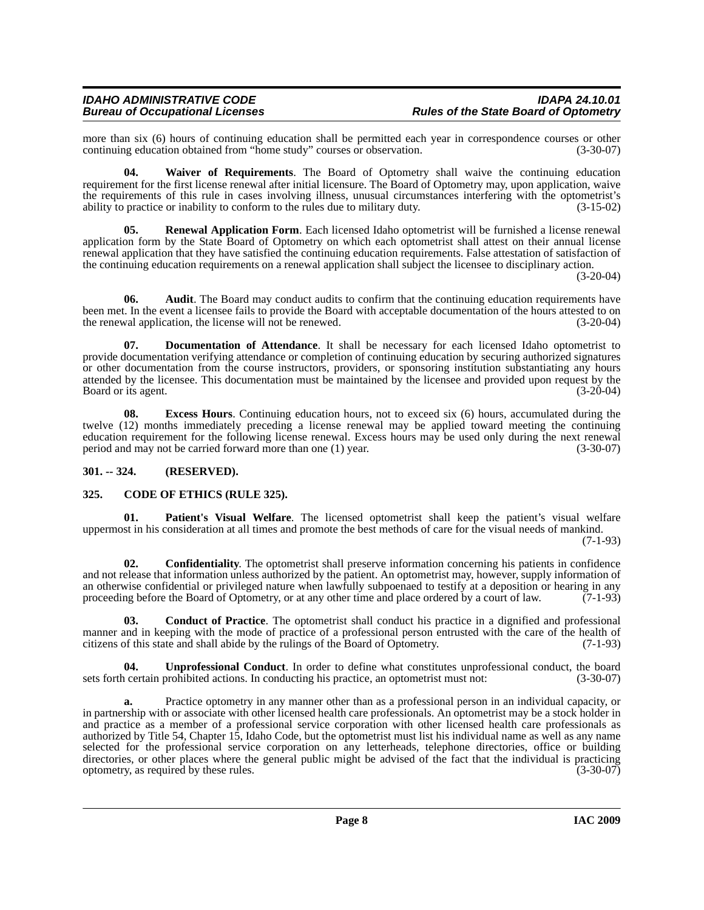more than six (6) hours of continuing education shall be permitted each year in correspondence courses or other continuing education obtained from "home study" courses or observation. (3-30-07)

**04. Waiver of Requirements**. The Board of Optometry shall waive the continuing education requirement for the first license renewal after initial licensure. The Board of Optometry may, upon application, waive the requirements of this rule in cases involving illness, unusual circumstances interfering with the optometrist's ability to practice or inability to conform to the rules due to military duty. (3-15-02)

**05. Renewal Application Form**. Each licensed Idaho optometrist will be furnished a license renewal application form by the State Board of Optometry on which each optometrist shall attest on their annual license renewal application that they have satisfied the continuing education requirements. False attestation of satisfaction of the continuing education requirements on a renewal application shall subject the licensee to disciplinary action. (3-20-04)

**06. Audit**. The Board may conduct audits to confirm that the continuing education requirements have been met. In the event a licensee fails to provide the Board with acceptable documentation of the hours attested to on the renewal application, the license will not be renewed. (3-20-04)

**07. Documentation of Attendance**. It shall be necessary for each licensed Idaho optometrist to provide documentation verifying attendance or completion of continuing education by securing authorized signatures or other documentation from the course instructors, providers, or sponsoring institution substantiating any hours attended by the licensee. This documentation must be maintained by the licensee and provided upon request by the Board or its agent. (3-20-04)

**08. Excess Hours**. Continuing education hours, not to exceed six (6) hours, accumulated during the twelve (12) months immediately preceding a license renewal may be applied toward meeting the continuing education requirement for the following license renewal. Excess hours may be used only during the next renewal period and may not be carried forward more than one (1) year. (3-30-07)

## 301. -- 324. (RESERVED).

## 325. CODE OF ETHICS (RULE 325).

**01. Patient's Visual Welfare**. The licensed optometrist shall keep the patient's visual welfare uppermost in his consideration at all times and promote the best methods of care for the visual needs of mankind. (7-1-93)

**02. Confidentiality**. The optometrist shall preserve information concerning his patients in confidence and not release that information unless authorized by the patient. An optometrist may, however, supply information of an otherwise confidential or privileged nature when lawfully subpoenaed to testify at a deposition or hearing in any proceeding before the Board of Optometry, or at any other time and place ordered by a court of law. (7-1-93)

**03. Conduct of Practice**. The optometrist shall conduct his practice in a dignified and professional manner and in keeping with the mode of practice of a professional person entrusted with the care of the health of citizens of this state and shall abide by the rulings of the Board of Optometry. (7-1-93)

**04. Unprofessional Conduct**. In order to define what constitutes unprofessional conduct, the board sets forth certain prohibited actions. In conducting his practice, an optometrist must not: (3-30-07)

**a.** Practice optometry in any manner other than as a professional person in an individual capacity, or in partnership with or associate with other licensed health care professionals. An optometrist may be a stock holder in and practice as a member of a professional service corporation with other licensed health care professionals as authorized by Title 54, Chapter 15, Idaho Code, but the optometrist must list his individual name as well as any name selected for the professional service corporation on any letterheads, telephone directories, office or building directories, or other places where the general public might be advised of the fact that the individual is practicing optometry, as required by these rules. (3-30-07)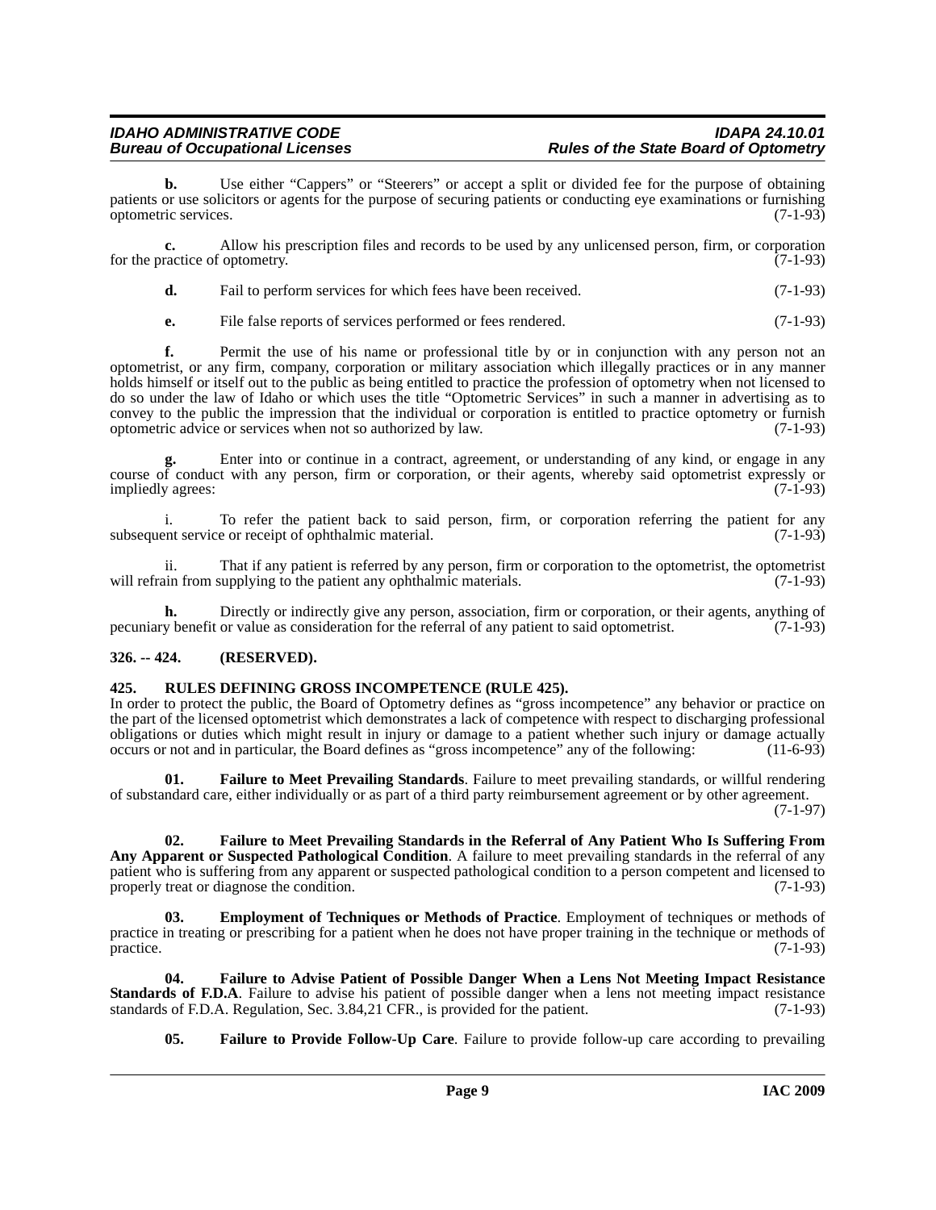**b.** Use either "Cappers" or "Steerers" or accept a split or divided fee for the purpose of obtaining patients or use solicitors or agents for the purpose of securing patients or conducting eye examinations or furnishing optometric services. (7-1-93)

**c.** Allow his prescription files and records to be used by any unlicensed person, firm, or corporation for the practice of optometry. (7-1-93)

**d.** Fail to perform services for which fees have been received. (7-1-93)

**e.** File false reports of services performed or fees rendered. (7-1-93)

**f.** Permit the use of his name or professional title by or in conjunction with any person not an optometrist, or any firm, company, corporation or military association which illegally practices or in any manner holds himself or itself out to the public as being entitled to practice the profession of optometry when not licensed to do so under the law of Idaho or which uses the title "Optometric Services" in such a manner in advertising as to convey to the public the impression that the individual or corporation is entitled to practice optometry or furnish optometric advice or services when not so authorized by law. (7-1-93)

**g.** Enter into or continue in a contract, agreement, or understanding of any kind, or engage in any course of conduct with any person, firm or corporation, or their agents, whereby said optometrist expressly or impliedly agrees: (7-1-93)

i. To refer the patient back to said person, firm, or corporation referring the patient for any subsequent service or receipt of ophthalmic material. (7-1-93)

ii. That if any patient is referred by any person, firm or corporation to the optometrist, the optometrist will refrain from supplying to the patient any ophthalmic materials. (7-1-93)

**h.** Directly or indirectly give any person, association, firm or corporation, or their agents, anything of pecuniary benefit or value as consideration for the referral of any patient to said optometrist. (7-1-93)

## 326. -- 424. (RESERVED).

## 425. RULES DEFINING GROSS INCOMPETENCE (RULE 425).

In order to protect the public, the Board of Optometry defines as "gross incompetence" any behavior or practice on the part of the licensed optometrist which demonstrates a lack of competence with respect to discharging professional obligations or duties which might result in injury or damage to a patient whether such injury or damage actually occurs or not and in particular, the Board defines as "gross incompetence" any of the following: (11-6-93)

**01. Failure to Meet Prevailing Standards**. Failure to meet prevailing standards, or willful rendering of substandard care, either individually or as part of a third party reimbursement agreement or by other agreement. (7-1-97)

**02. Failure to Meet Prevailing Standards in the Referral of Any Patient Who Is Suffering From Any Apparent or Suspected Pathological Condition**. A failure to meet prevailing standards in the referral of any patient who is suffering from any apparent or suspected pathological condition to a person competent and licensed to properly treat or diagnose the condition. (7-1-93)

**03. Employment of Techniques or Methods of Practice**. Employment of techniques or methods of practice in treating or prescribing for a patient when he does not have proper training in the technique or methods of practice. (7-1-93)

**04. Failure to Advise Patient of Possible Danger When a Lens Not Meeting Impact Resistance Standards of F.D.A**. Failure to advise his patient of possible danger when a lens not meeting impact resistance standards of F.D.A. Regulation, Sec. 3.84,21 CFR., is provided for the patient. (7-1-93)

**05. Failure to Provide Follow-Up Care**. Failure to provide follow-up care according to prevailing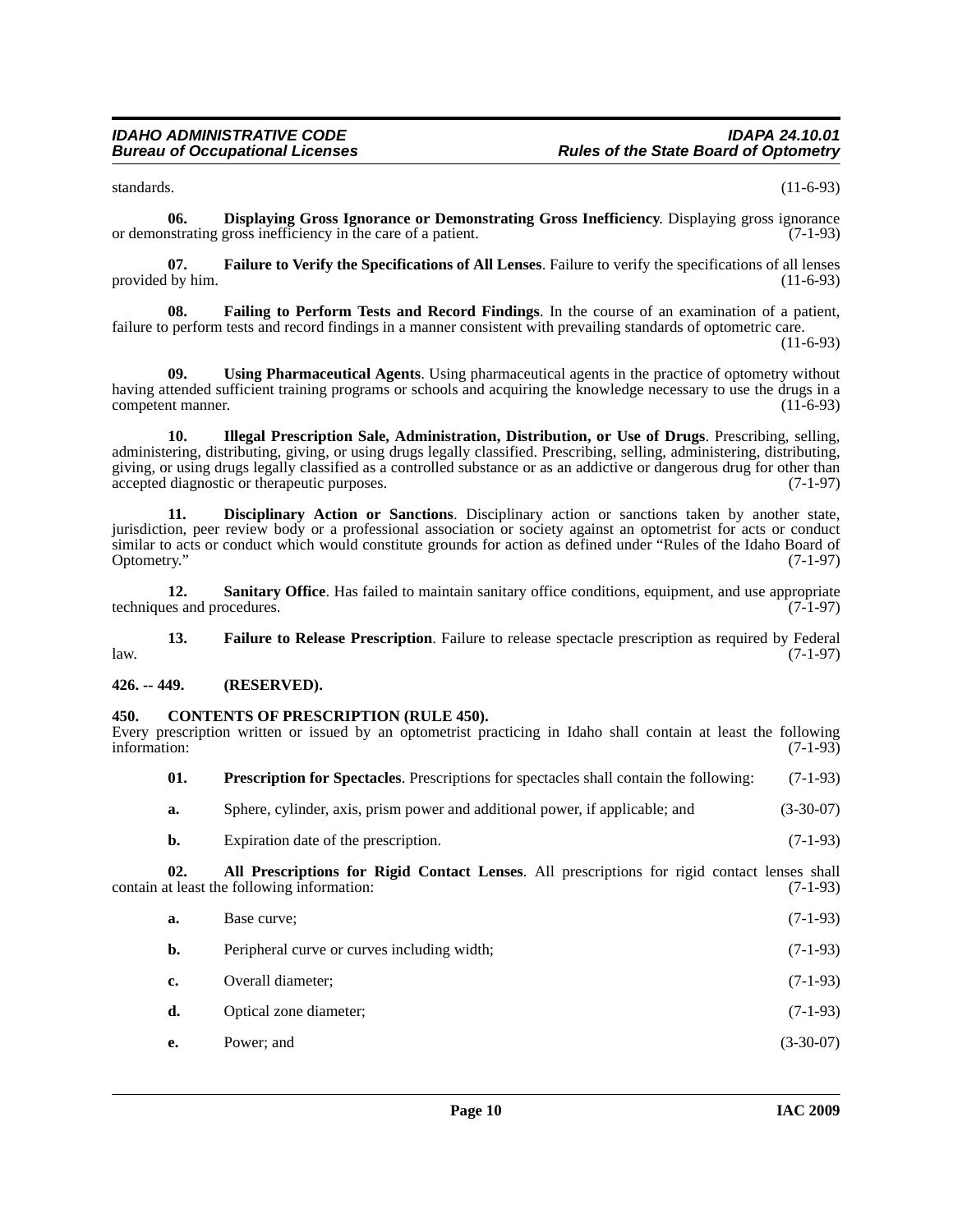standards. (11-6-93)

**06. Displaying Gross Ignorance or Demonstrating Gross Inefficiency**. Displaying gross ignorance or demonstrating gross inefficiency in the care of a patient. (7-1-93)

**07. Failure to Verify the Specifications of All Lenses**. Failure to verify the specifications of all lenses provided by him. (11-6-93)

**08. Failing to Perform Tests and Record Findings**. In the course of an examination of a patient, failure to perform tests and record findings in a manner consistent with prevailing standards of optometric care. (11-6-93)

**09. Using Pharmaceutical Agents**. Using pharmaceutical agents in the practice of optometry without having attended sufficient training programs or schools and acquiring the knowledge necessary to use the drugs in a competent manner. (11-6-93)

**10. Illegal Prescription Sale, Administration, Distribution, or Use of Drugs**. Prescribing, selling, administering, distributing, giving, or using drugs legally classified. Prescribing, selling, administering, distributing, giving, or using drugs legally classified as a controlled substance or as an addictive or dangerous drug for other than accepted diagnostic or therapeutic purposes. (7-1-97)

**11. Disciplinary Action or Sanctions**. Disciplinary action or sanctions taken by another state, jurisdiction, peer review body or a professional association or society against an optometrist for acts or conduct similar to acts or conduct which would constitute grounds for action as defined under "Rules of the Idaho Board of Optometry." (7-1-97)

**12. Sanitary Office**. Has failed to maintain sanitary office conditions, equipment, and use appropriate techniques and procedures. (7-1-97)

**13. Failure to Release Prescription**. Failure to release spectacle prescription as required by Federal law. (7-1-97)

## 426. -- 449. (RESERVED).

## 450. CONTENTS OF PRESCRIPTION (RULE 450).

Every prescription written or issued by an optometrist practicing in Idaho shall contain at least the following information: (7-1-93)

**01. Prescription for Spectacles**. Prescriptions for spectacles shall contain the following: (7-1-93)

**a.** Sphere, cylinder, axis, prism power and additional power, if applicable; and (3-30-07)

**b.** Expiration date of the prescription. (7-1-93)

**02. All Prescriptions for Rigid Contact Lenses**. All prescriptions for rigid contact lenses shall contain at least the following information: (7-1-93)

**a.** Base curve; (7-1-93)

**b.** Peripheral curve or curves including width; (7-1-93)

**c.** Overall diameter; (7-1-93)

**d.** Optical zone diameter; (7-1-93)

**e.** Power; and (3-30-07)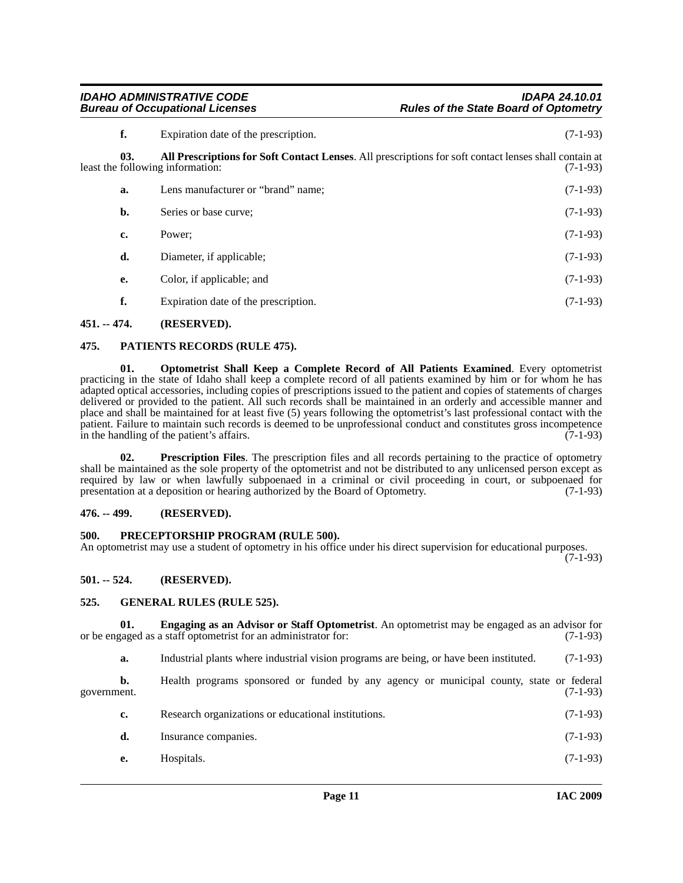**f.** Expiration date of the prescription. (7-1-93)

**03. All Prescriptions for Soft Contact Lenses**. All prescriptions for soft contact lenses shall contain at least the following information: (7-1-93)

**a.** Lens manufacturer or "brand" name; (7-1-93)

**b.** Series or base curve; (7-1-93)

**c.** Power; (7-1-93)

**d.** Diameter, if applicable; (7-1-93)

**e.** Color, if applicable; and (7-1-93)

**f.** Expiration date of the prescription. (7-1-93)

## 451. -- 474. (RESERVED).

## 475. PATIENTS RECORDS (RULE 475).

**01. Optometrist Shall Keep a Complete Record of All Patients Examined**. Every optometrist practicing in the state of Idaho shall keep a complete record of all patients examined by him or for whom he has adapted optical accessories, including copies of prescriptions issued to the patient and copies of statements of charges delivered or provided to the patient. All such records shall be maintained in an orderly and accessible manner and place and shall be maintained for at least five (5) years following the optometrist's last professional contact with the patient. Failure to maintain such records is deemed to be unprofessional conduct and constitutes gross incompetence in the handling of the patient's affairs. (7-1-93)

**02. Prescription Files**. The prescription files and all records pertaining to the practice of optometry shall be maintained as the sole property of the optometrist and not be distributed to any unlicensed person except as required by law or when lawfully subpoenaed in a criminal or civil proceeding in court, or subpoenaed for presentation at a deposition or hearing authorized by the Board of Optometry. (7-1-93)

## 476. -- 499. (RESERVED).

## 500. PRECEPTORSHIP PROGRAM (RULE 500).

An optometrist may use a student of optometry in his office under his direct supervision for educational purposes. (7-1-93)

## 501. -- 524. (RESERVED).

## 525. GENERAL RULES (RULE 525).

**01. Engaging as an Advisor or Staff Optometrist**. An optometrist may be engaged as an advisor for or be engaged as a staff optometrist for an administrator for: (7-1-93)

**a.** Industrial plants where industrial vision programs are being, or have been instituted. (7-1-93)

**b.** Health programs sponsored or funded by any agency or municipal county, state or federal government. (7-1-93)

**c.** Research organizations or educational institutions. (7-1-93)

**d.** Insurance companies. (7-1-93)

**e.** Hospitals. (7-1-93)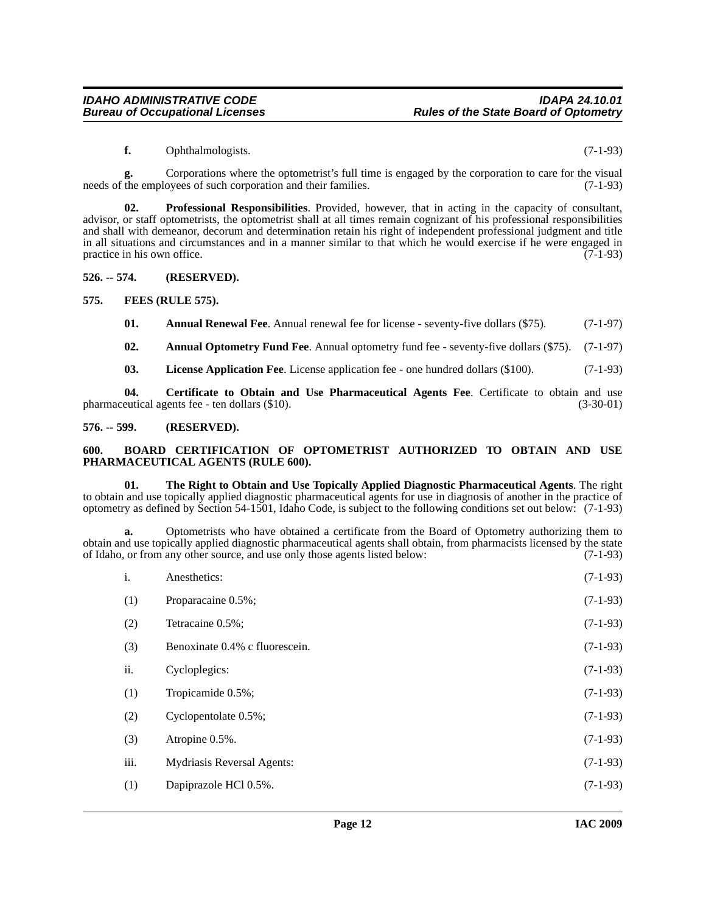**f.** Ophthalmologists. (7-1-93)

**g.** Corporations where the optometrist's full time is engaged by the corporation to care for the visual needs of the employees of such corporation and their families. (7-1-93)

**02. Professional Responsibilities**. Provided, however, that in acting in the capacity of consultant, advisor, or staff optometrists, the optometrist shall at all times remain cognizant of his professional responsibilities and shall with demeanor, decorum and determination retain his right of independent professional judgment and title in all situations and circumstances and in a manner similar to that which he would exercise if he were engaged in practice in his own office. (7-1-93)

## 526. -- 574. (RESERVED).

## 575. FEES (RULE 575).

**01. Annual Renewal Fee**. Annual renewal fee for license - seventy-five dollars ($75). (7-1-97)

**02. Annual Optometry Fund Fee**. Annual optometry fund fee - seventy-five dollars ($75). (7-1-97)

**03. License Application Fee**. License application fee - one hundred dollars ($100). (7-1-93)

**04. Certificate to Obtain and Use Pharmaceutical Agents Fee**. Certificate to obtain and use pharmaceutical agents fee - ten dollars ($10). (3-30-01)

## 576. -- 599. (RESERVED).

## 600. BOARD CERTIFICATION OF OPTOMETRIST AUTHORIZED TO OBTAIN AND USE PHARMACEUTICAL AGENTS (RULE 600).

**01. The Right to Obtain and Use Topically Applied Diagnostic Pharmaceutical Agents**. The right to obtain and use topically applied diagnostic pharmaceutical agents for use in diagnosis of another in the practice of optometry as defined by Section 54-1501, Idaho Code, is subject to the following conditions set out below: (7-1-93)

**a.** Optometrists who have obtained a certificate from the Board of Optometry authorizing them to obtain and use topically applied diagnostic pharmaceutical agents shall obtain, from pharmacists licensed by the state of Idaho, or from any other source, and use only those agents listed below: (7-1-93)

i. Anesthetics: (7-1-93)

(1) Proparacaine 0.5%; (7-1-93)

(2) Tetracaine 0.5%; (7-1-93)

(3) Benoxinate 0.4% c fluorescein. (7-1-93)

ii. Cycloplegics: (7-1-93)

(1) Tropicamide 0.5%; (7-1-93)

(2) Cyclopentolate 0.5%; (7-1-93)

(3) Atropine 0.5%. (7-1-93)

iii. Mydriasis Reversal Agents: (7-1-93)

(1) Dapiprazole HCl 0.5%. (7-1-93)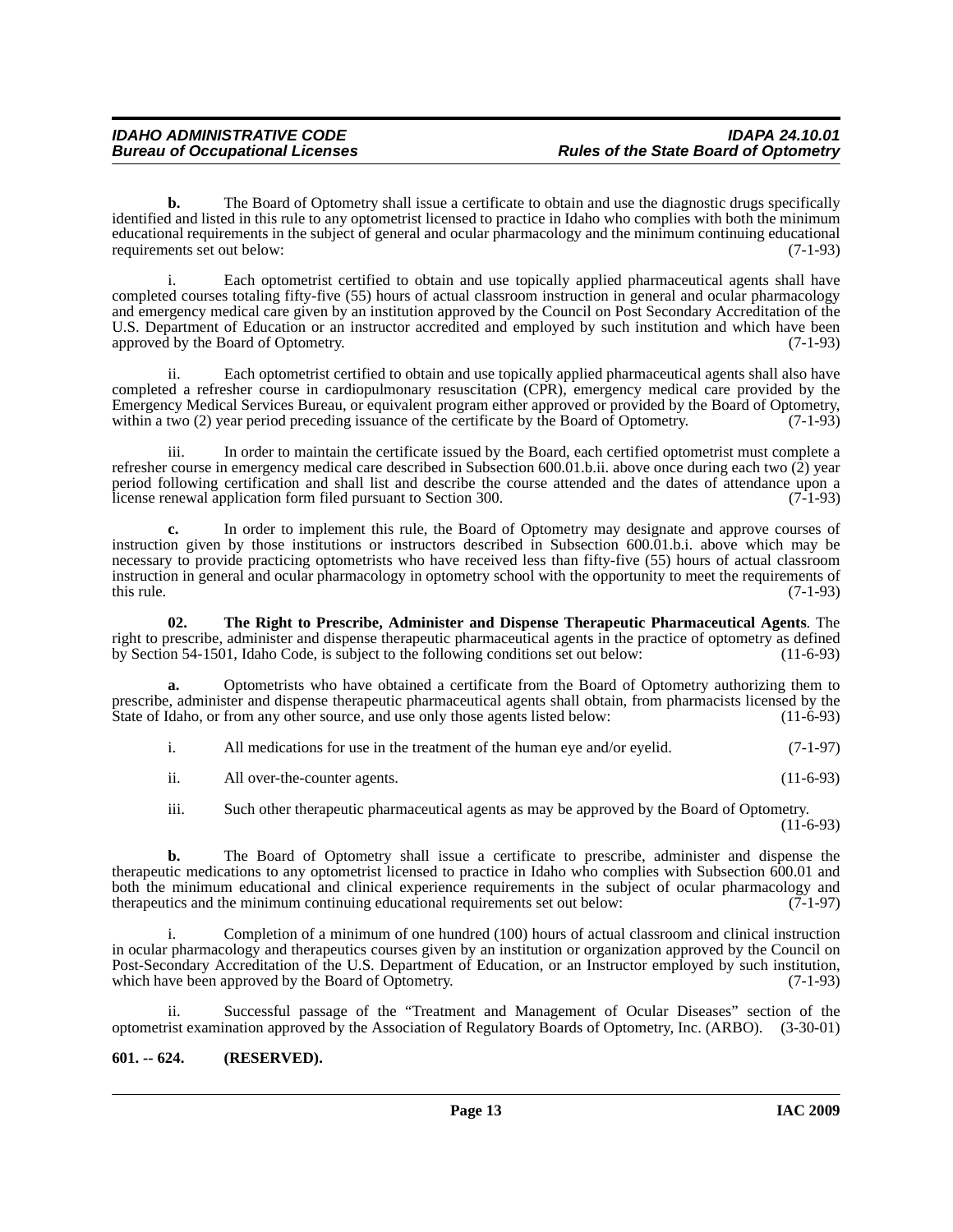**b.** The Board of Optometry shall issue a certificate to obtain and use the diagnostic drugs specifically identified and listed in this rule to any optometrist licensed to practice in Idaho who complies with both the minimum educational requirements in the subject of general and ocular pharmacology and the minimum continuing educational requirements set out below: (7-1-93)

i. Each optometrist certified to obtain and use topically applied pharmaceutical agents shall have completed courses totaling fifty-five (55) hours of actual classroom instruction in general and ocular pharmacology and emergency medical care given by an institution approved by the Council on Post Secondary Accreditation of the U.S. Department of Education or an instructor accredited and employed by such institution and which have been approved by the Board of Optometry. (7-1-93)

ii. Each optometrist certified to obtain and use topically applied pharmaceutical agents shall also have completed a refresher course in cardiopulmonary resuscitation (CPR), emergency medical care provided by the Emergency Medical Services Bureau, or equivalent program either approved or provided by the Board of Optometry, within a two (2) year period preceding issuance of the certificate by the Board of Optometry. (7-1-93)

iii. In order to maintain the certificate issued by the Board, each certified optometrist must complete a refresher course in emergency medical care described in Subsection 600.01.b.ii. above once during each two (2) year period following certification and shall list and describe the course attended and the dates of attendance upon a license renewal application form filed pursuant to Section 300. (7-1-93)

**c.** In order to implement this rule, the Board of Optometry may designate and approve courses of instruction given by those institutions or instructors described in Subsection 600.01.b.i. above which may be necessary to provide practicing optometrists who have received less than fifty-five (55) hours of actual classroom instruction in general and ocular pharmacology in optometry school with the opportunity to meet the requirements of this rule. (7-1-93)

**02. The Right to Prescribe, Administer and Dispense Therapeutic Pharmaceutical Agents**. The right to prescribe, administer and dispense therapeutic pharmaceutical agents in the practice of optometry as defined by Section 54-1501, Idaho Code, is subject to the following conditions set out below: (11-6-93)

**a.** Optometrists who have obtained a certificate from the Board of Optometry authorizing them to prescribe, administer and dispense therapeutic pharmaceutical agents shall obtain, from pharmacists licensed by the State of Idaho, or from any other source, and use only those agents listed below: (11-6-93)

i. All medications for use in the treatment of the human eye and/or eyelid. (7-1-97)

ii. All over-the-counter agents. (11-6-93)

iii. Such other therapeutic pharmaceutical agents as may be approved by the Board of Optometry. (11-6-93)

**b.** The Board of Optometry shall issue a certificate to prescribe, administer and dispense the therapeutic medications to any optometrist licensed to practice in Idaho who complies with Subsection 600.01 and both the minimum educational and clinical experience requirements in the subject of ocular pharmacology and therapeutics and the minimum continuing educational requirements set out below: (7-1-97)

i. Completion of a minimum of one hundred (100) hours of actual classroom and clinical instruction in ocular pharmacology and therapeutics courses given by an institution or organization approved by the Council on Post-Secondary Accreditation of the U.S. Department of Education, or an Instructor employed by such institution, which have been approved by the Board of Optometry. (7-1-93)

ii. Successful passage of the "Treatment and Management of Ocular Diseases" section of the optometrist examination approved by the Association of Regulatory Boards of Optometry, Inc. (ARBO). (3-30-01)

## 601. -- 624. (RESERVED).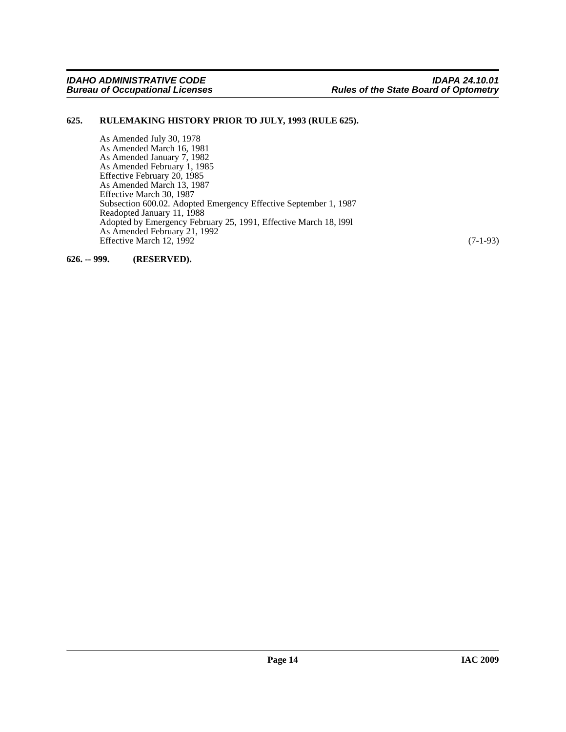## 625. RULEMAKING HISTORY PRIOR TO JULY, 1993 (RULE 625).

As Amended July 30, 1978
As Amended March 16, 1981
As Amended January 7, 1982
As Amended February 1, 1985
Effective February 20, 1985
As Amended March 13, 1987
Effective March 30, 1987
Subsection 600.02. Adopted Emergency Effective September 1, 1987
Readopted January 11, 1988
Adopted by Emergency February 25, 1991, Effective March 18, l99l
As Amended February 21, 1992
Effective March 12, 1992 (7-1-93)

## 626. -- 999. (RESERVED).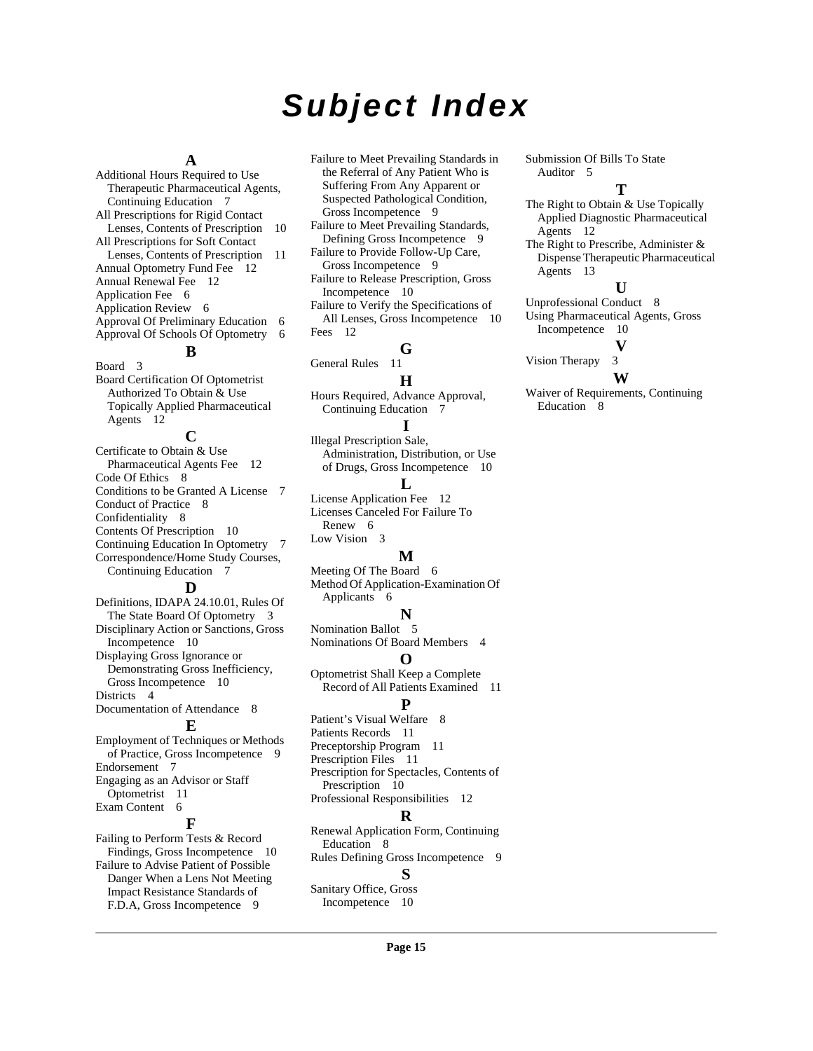# Subject Index

## A

Additional Hours Required to Use Therapeutic Pharmaceutical Agents, Continuing Education 7
All Prescriptions for Rigid Contact Lenses, Contents of Prescription 10
All Prescriptions for Soft Contact Lenses, Contents of Prescription 11
Annual Optometry Fund Fee 12
Annual Renewal Fee 12
Application Fee 6
Application Review 6
Approval Of Preliminary Education 6
Approval Of Schools Of Optometry 6

## B

Board 3
Board Certification Of Optometrist Authorized To Obtain & Use Topically Applied Pharmaceutical Agents 12

## C

Certificate to Obtain & Use Pharmaceutical Agents Fee 12
Code Of Ethics 8
Conditions to be Granted A License 7
Conduct of Practice 8
Confidentiality 8
Contents Of Prescription 10
Continuing Education In Optometry 7
Correspondence/Home Study Courses, Continuing Education 7

## D

Definitions, IDAPA 24.10.01, Rules Of The State Board Of Optometry 3
Disciplinary Action or Sanctions, Gross Incompetence 10
Displaying Gross Ignorance or Demonstrating Gross Inefficiency, Gross Incompetence 10
Districts 4
Documentation of Attendance 8

## E

Employment of Techniques or Methods of Practice, Gross Incompetence 9
Endorsement 7
Engaging as an Advisor or Staff Optometrist 11
Exam Content 6

## F

Failing to Perform Tests & Record Findings, Gross Incompetence 10
Failure to Advise Patient of Possible Danger When a Lens Not Meeting Impact Resistance Standards of F.D.A, Gross Incompetence 9
Failure to Meet Prevailing Standards in the Referral of Any Patient Who is Suffering From Any Apparent or Suspected Pathological Condition, Gross Incompetence 9
Failure to Meet Prevailing Standards, Defining Gross Incompetence 9
Failure to Provide Follow-Up Care, Gross Incompetence 9
Failure to Release Prescription, Gross Incompetence 10
Failure to Verify the Specifications of All Lenses, Gross Incompetence 10
Fees 12

## G

General Rules 11

## H

Hours Required, Advance Approval, Continuing Education 7

## I

Illegal Prescription Sale, Administration, Distribution, or Use of Drugs, Gross Incompetence 10

## L

License Application Fee 12
Licenses Canceled For Failure To Renew 6
Low Vision 3

## M

Meeting Of The Board 6
Method Of Application-Examination Of Applicants 6

## N

Nomination Ballot 5
Nominations Of Board Members 4

## O

Optometrist Shall Keep a Complete Record of All Patients Examined 11

## P

Patient's Visual Welfare 8
Patients Records 11
Preceptorship Program 11
Prescription Files 11
Prescription for Spectacles, Contents of Prescription 10
Professional Responsibilities 12

## R

Renewal Application Form, Continuing Education 8
Rules Defining Gross Incompetence 9

## S

Sanitary Office, Gross Incompetence 10
Submission Of Bills To State Auditor 5

## T

The Right to Obtain & Use Topically Applied Diagnostic Pharmaceutical Agents 12
The Right to Prescribe, Administer & Dispense Therapeutic Pharmaceutical Agents 13

## U

Unprofessional Conduct 8
Using Pharmaceutical Agents, Gross Incompetence 10

## V

Vision Therapy 3

## W

Waiver of Requirements, Continuing Education 8